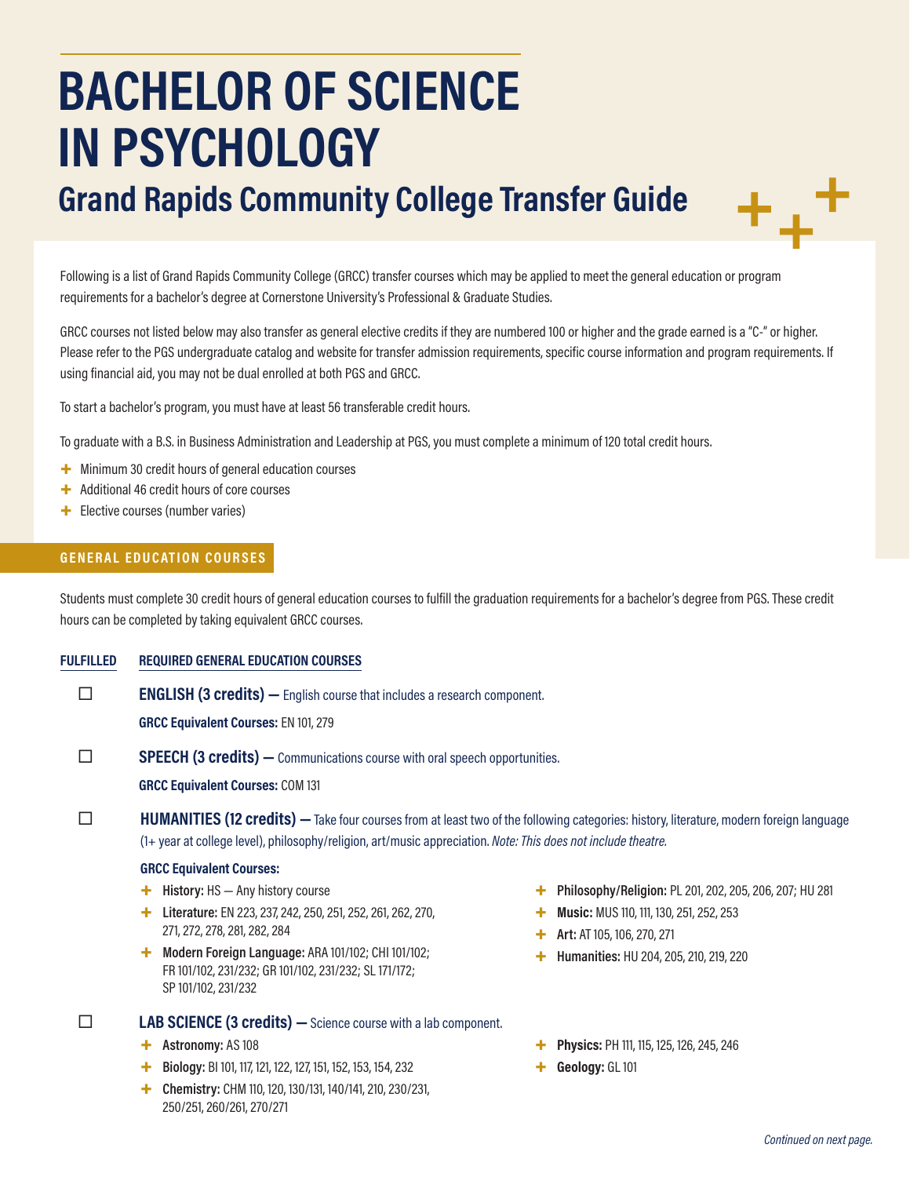# BACHELOR OF SCIENCE IN PSYCHOLOGY

## Grand Rapids Community College Transfer Guide

Following is a list of Grand Rapids Community College (GRCC) transfer courses which may be applied to meet the general education or program requirements for a bachelor's degree at Cornerstone University's Professional & Graduate Studies.

GRCC courses not listed below may also transfer as general elective credits if they are numbered 100 or higher and the grade earned is a "C-" or higher. Please refer to the PGS undergraduate catalog and website for transfer admission requirements, specific course information and program requirements. If using financial aid, you may not be dual enrolled at both PGS and GRCC.

To start a bachelor's program, you must have at least 56 transferable credit hours.

To graduate with a B.S. in Business Administration and Leadership at PGS, you must complete a minimum of 120 total credit hours.

- Minimum 30 credit hours of general education courses
- Additional 46 credit hours of core courses
- Elective courses (number varies)

### GENERAL EDUCATION COURSES

Students must complete 30 credit hours of general education courses to fulfill the graduation requirements for a bachelor's degree from PGS. These credit hours can be completed by taking equivalent GRCC courses.

**FULFILLED** | **REQUIRED GENERAL EDUCATION COURSES**

☐ **ENGLISH (3 credits) —** English course that includes a research component.

**GRCC Equivalent Courses:** EN 101, 279

☐ **SPEECH (3 credits) —** Communications course with oral speech opportunities.

**GRCC Equivalent Courses:** COM 131

☐ **HUMANITIES (12 credits) —** Take four courses from at least two of the following categories: history, literature, modern foreign language (1+ year at college level), philosophy/religion, art/music appreciation. *Note: This does not include theatre.*

**GRCC Equivalent Courses:**

- **History:** HS — Any history course
- **Literature:** EN 223, 237, 242, 250, 251, 252, 261, 262, 270, 271, 272, 278, 281, 282, 284
- **Modern Foreign Language:** ARA 101/102; CHI 101/102; FR 101/102, 231/232; GR 101/102, 231/232; SL 171/172; SP 101/102, 231/232
- **Philosophy/Religion:** PL 201, 202, 205, 206, 207; HU 281
- **Music:** MUS 110, 111, 130, 251, 252, 253
- **Art:** AT 105, 106, 270, 271
- **Humanities:** HU 204, 205, 210, 219, 220

☐ **LAB SCIENCE (3 credits) —** Science course with a lab component.

- **Astronomy:** AS 108
- **Biology:** BI 101, 117, 121, 122, 127, 151, 152, 153, 154, 232
- **Chemistry:** CHM 110, 120, 130/131, 140/141, 210, 230/231, 250/251, 260/261, 270/271
- **Physics:** PH 111, 115, 125, 126, 245, 246
- **Geology:** GL 101

*Continued on next page.*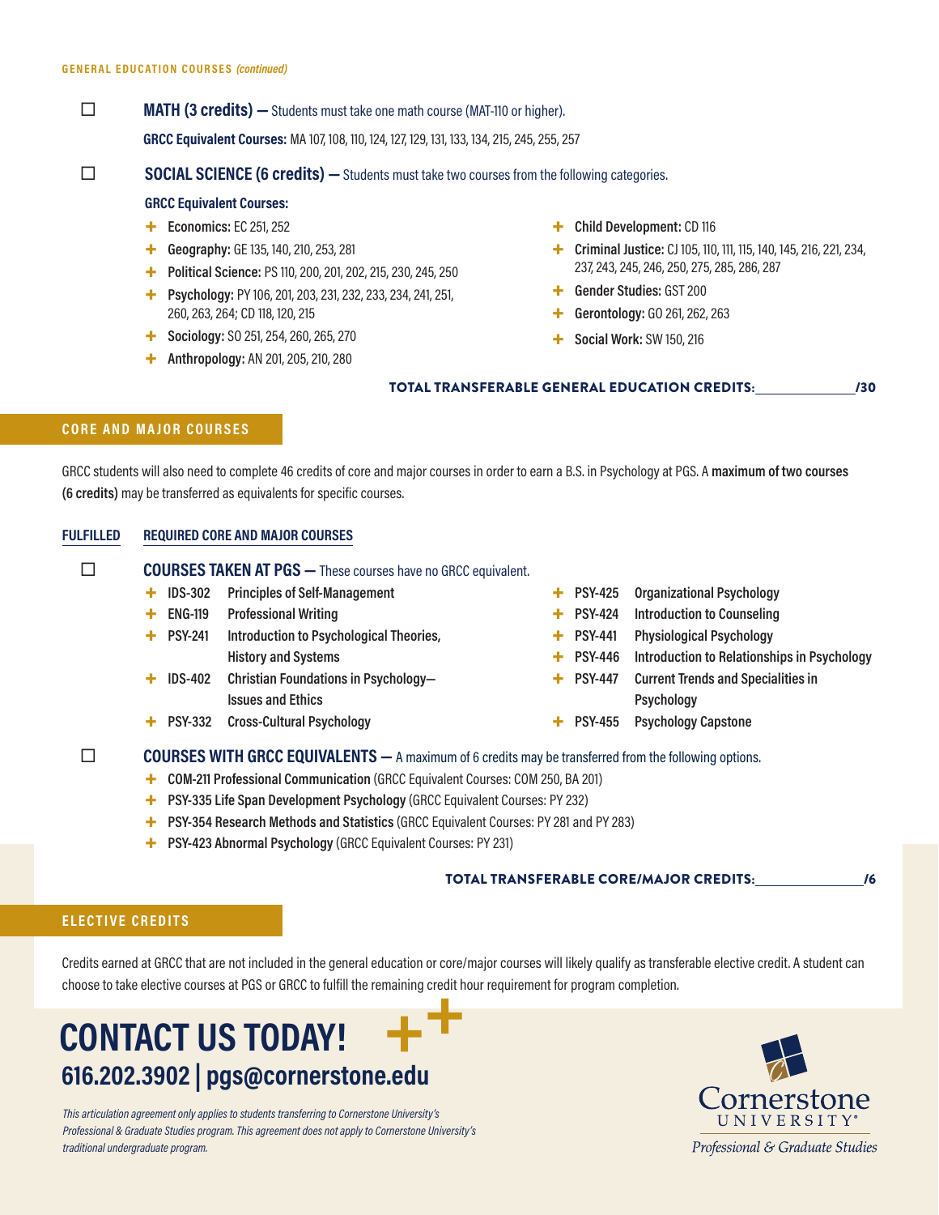**GENERAL EDUCATION COURSES** *(continued)*

☐ **MATH (3 credits) —** Students must take one math course (MAT-110 or higher).

**GRCC Equivalent Courses:** MA 107, 108, 110, 124, 127, 129, 131, 133, 134, 215, 245, 255, 257

☐ **SOCIAL SCIENCE (6 credits) —** Students must take two courses from the following categories.

**GRCC Equivalent Courses:**

- **Economics:** EC 251, 252
- **Geography:** GE 135, 140, 210, 253, 281
- **Political Science:** PS 110, 200, 201, 202, 215, 230, 245, 250
- **Psychology:** PY 106, 201, 203, 231, 232, 233, 234, 241, 251, 260, 263, 264; CD 118, 120, 215
- **Sociology:** SO 251, 254, 260, 265, 270
- **Anthropology:** AN 201, 205, 210, 280
- **Child Development:** CD 116
- **Criminal Justice:** CJ 105, 110, 111, 115, 140, 145, 216, 221, 234, 237, 243, 245, 246, 250, 275, 285, 286, 287
- **Gender Studies:** GST 200
- **Gerontology:** GO 261, 262, 263
- **Social Work:** SW 150, 216

**TOTAL TRANSFERABLE GENERAL EDUCATION CREDITS:** ______/30

## CORE AND MAJOR COURSES

GRCC students will also need to complete 46 credits of core and major courses in order to earn a B.S. in Psychology at PGS. A **maximum of two courses (6 credits)** may be transferred as equivalents for specific courses.

**FULFILLED** | **REQUIRED CORE AND MAJOR COURSES**

☐ **COURSES TAKEN AT PGS —** These courses have no GRCC equivalent.

- **IDS-302** Principles of Self-Management
- **ENG-119** Professional Writing
- **PSY-241** Introduction to Psychological Theories, History and Systems
- **IDS-402** Christian Foundations in Psychology—Issues and Ethics
- **PSY-332** Cross-Cultural Psychology
- **PSY-425** Organizational Psychology
- **PSY-424** Introduction to Counseling
- **PSY-441** Physiological Psychology
- **PSY-446** Introduction to Relationships in Psychology
- **PSY-447** Current Trends and Specialities in Psychology
- **PSY-455** Psychology Capstone

☐ **COURSES WITH GRCC EQUIVALENTS —** A maximum of 6 credits may be transferred from the following options.

- **COM-211 Professional Communication** (GRCC Equivalent Courses: COM 250, BA 201)
- **PSY-335 Life Span Development Psychology** (GRCC Equivalent Courses: PY 232)
- **PSY-354 Research Methods and Statistics** (GRCC Equivalent Courses: PY 281 and PY 283)
- **PSY-423 Abnormal Psychology** (GRCC Equivalent Courses: PY 231)

**TOTAL TRANSFERABLE CORE/MAJOR CREDITS:** ______/6

## ELECTIVE CREDITS

Credits earned at GRCC that are not included in the general education or core/major courses will likely qualify as transferable elective credit. A student can choose to take elective courses at PGS or GRCC to fulfill the remaining credit hour requirement for program completion.

# CONTACT US TODAY!

## 616.202.3902 | pgs@cornerstone.edu

*This articulation agreement only applies to students transferring to Cornerstone University's Professional & Graduate Studies program. This agreement does not apply to Cornerstone University's traditional undergraduate program.*

Cornerstone UNIVERSITY®
*Professional & Graduate Studies*